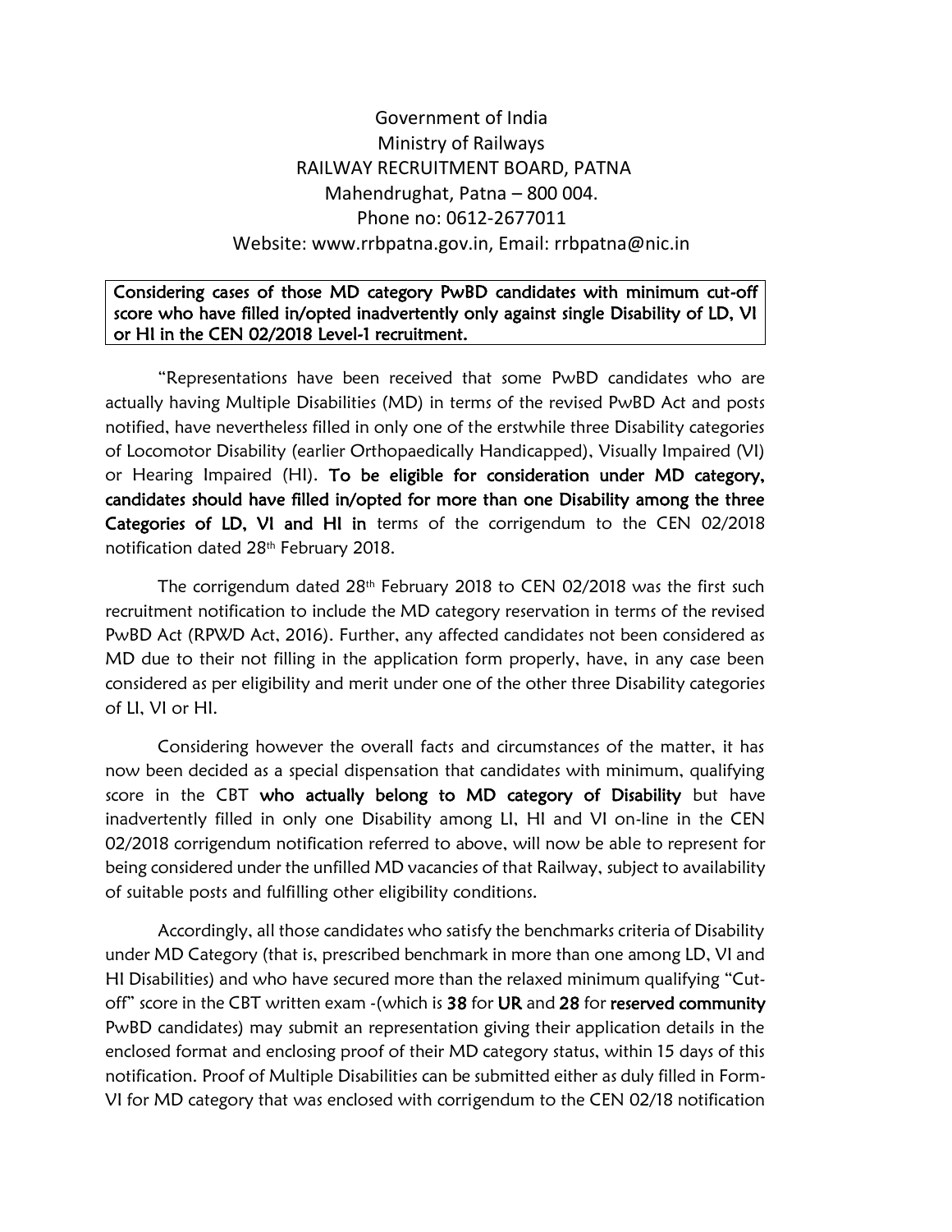Government of India
Ministry of Railways
RAILWAY RECRUITMENT BOARD, PATNA
Mahendrughat, Patna – 800 004.
Phone no: 0612-2677011
Website: www.rrbpatna.gov.in, Email: rrbpatna@nic.in

**Considering cases of those MD category PwBD candidates with minimum cut-off score who have filled in/opted inadvertently only against single Disability of LD, VI or HI in the CEN 02/2018 Level-1 recruitment.**

"Representations have been received that some PwBD candidates who are actually having Multiple Disabilities (MD) in terms of the revised PwBD Act and posts notified, have nevertheless filled in only one of the erstwhile three Disability categories of Locomotor Disability (earlier Orthopaedically Handicapped), Visually Impaired (VI) or Hearing Impaired (HI). **To be eligible for consideration under MD category, candidates should have filled in/opted for more than one Disability among the three Categories of LD, VI and HI in** terms of the corrigendum to the CEN 02/2018 notification dated 28th February 2018.

The corrigendum dated 28th February 2018 to CEN 02/2018 was the first such recruitment notification to include the MD category reservation in terms of the revised PwBD Act (RPWD Act, 2016). Further, any affected candidates not been considered as MD due to their not filling in the application form properly, have, in any case been considered as per eligibility and merit under one of the other three Disability categories of LI, VI or HI.

Considering however the overall facts and circumstances of the matter, it has now been decided as a special dispensation that candidates with minimum, qualifying score in the CBT **who actually belong to MD category of Disability** but have inadvertently filled in only one Disability among LI, HI and VI on-line in the CEN 02/2018 corrigendum notification referred to above, will now be able to represent for being considered under the unfilled MD vacancies of that Railway, subject to availability of suitable posts and fulfilling other eligibility conditions.

Accordingly, all those candidates who satisfy the benchmarks criteria of Disability under MD Category (that is, prescribed benchmark in more than one among LD, VI and HI Disabilities) and who have secured more than the relaxed minimum qualifying "Cut-off" score in the CBT written exam -(which is **38** for **UR** and **28** for **reserved community** PwBD candidates) may submit an representation giving their application details in the enclosed format and enclosing proof of their MD category status, within 15 days of this notification. Proof of Multiple Disabilities can be submitted either as duly filled in Form-VI for MD category that was enclosed with corrigendum to the CEN 02/18 notification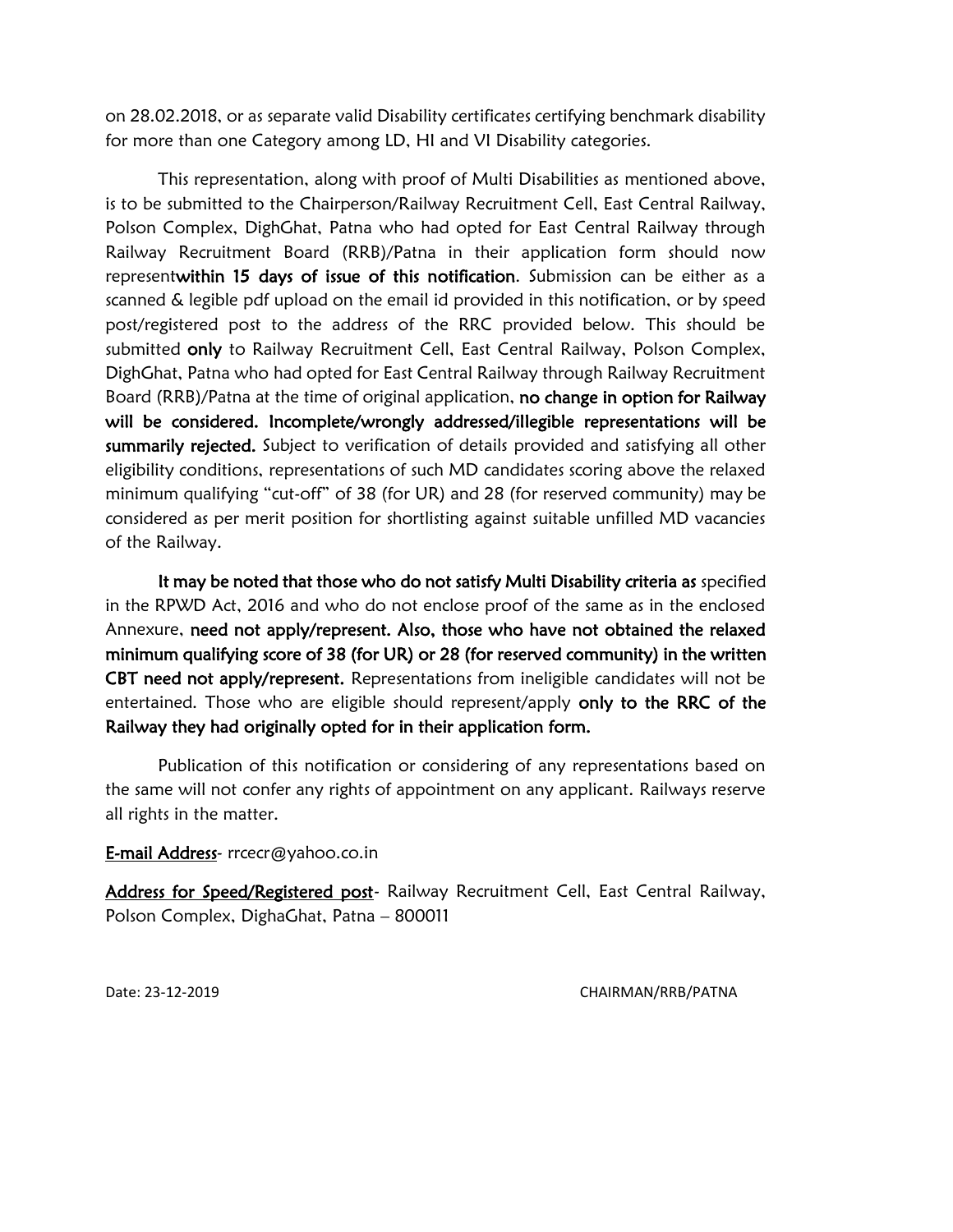on 28.02.2018, or as separate valid Disability certificates certifying benchmark disability for more than one Category among LD, HI and VI Disability categories.

This representation, along with proof of Multi Disabilities as mentioned above, is to be submitted to the Chairperson/Railway Recruitment Cell, East Central Railway, Polson Complex, DighGhat, Patna who had opted for East Central Railway through Railway Recruitment Board (RRB)/Patna in their application form should now represent**within 15 days of issue of this notification**. Submission can be either as a scanned & legible pdf upload on the email id provided in this notification, or by speed post/registered post to the address of the RRC provided below. This should be submitted **only** to Railway Recruitment Cell, East Central Railway, Polson Complex, DighGhat, Patna who had opted for East Central Railway through Railway Recruitment Board (RRB)/Patna at the time of original application, **no change in option for Railway will be considered. Incomplete/wrongly addressed/illegible representations will be summarily rejected.** Subject to verification of details provided and satisfying all other eligibility conditions, representations of such MD candidates scoring above the relaxed minimum qualifying "cut-off" of 38 (for UR) and 28 (for reserved community) may be considered as per merit position for shortlisting against suitable unfilled MD vacancies of the Railway.

**It may be noted that those who do not satisfy Multi Disability criteria as** specified in the RPWD Act, 2016 and who do not enclose proof of the same as in the enclosed Annexure, **need not apply/represent. Also, those who have not obtained the relaxed minimum qualifying score of 38 (for UR) or 28 (for reserved community) in the written CBT need not apply/represent.** Representations from ineligible candidates will not be entertained. Those who are eligible should represent/apply **only to the RRC of the Railway they had originally opted for in their application form.**

Publication of this notification or considering of any representations based on the same will not confer any rights of appointment on any applicant. Railways reserve all rights in the matter.

**E-mail Address**- rrcecr@yahoo.co.in

**Address for Speed/Registered post**- Railway Recruitment Cell, East Central Railway, Polson Complex, DighaGhat, Patna – 800011

Date: 23-12-2019

CHAIRMAN/RRB/PATNA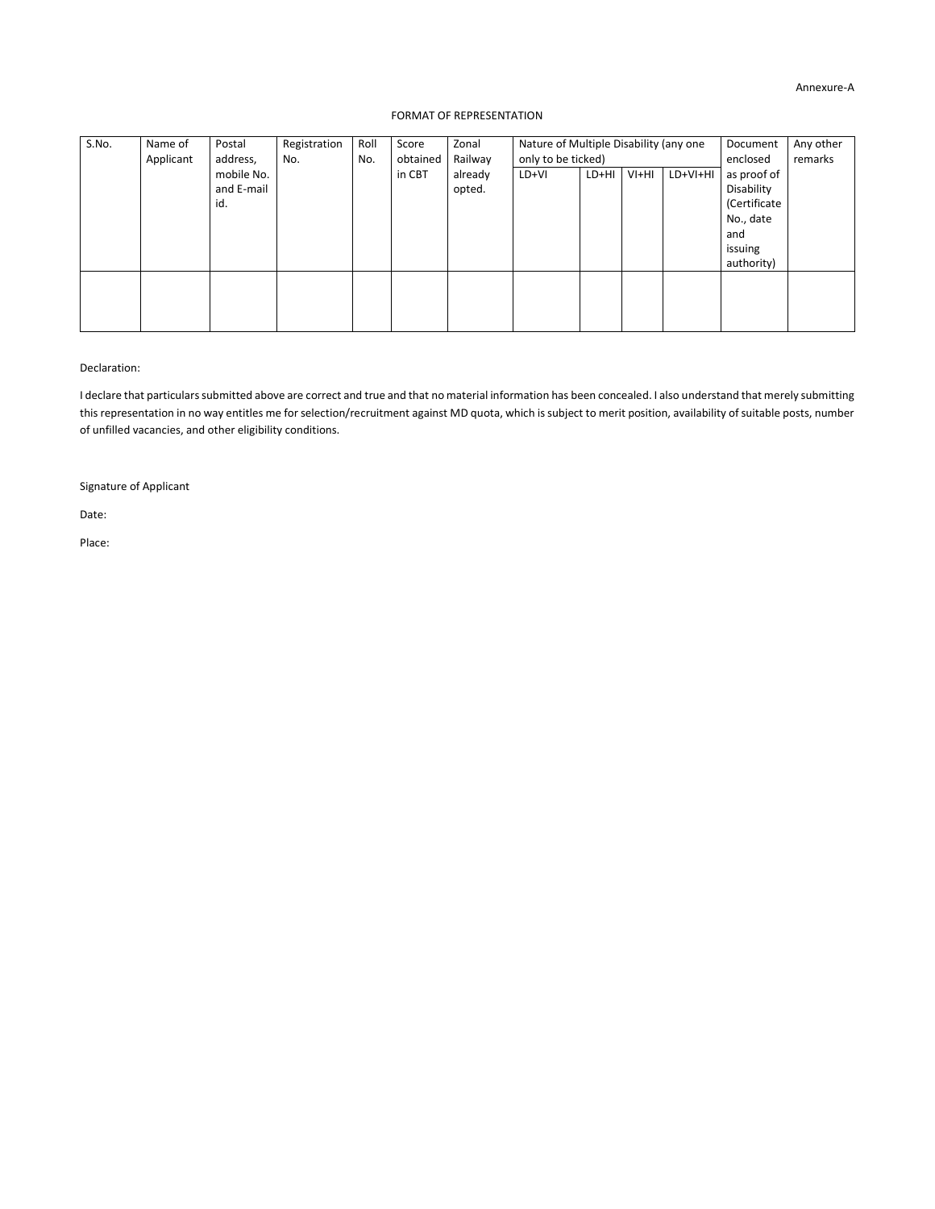Annexure-A

FORMAT OF REPRESENTATION

| S.No. | Name of Applicant | Postal address, mobile No. and E-mail id. | Registration No. | Roll No. | Score obtained in CBT | Zonal Railway already opted. | Nature of Multiple Disability (any one only to be ticked) | | | | Document enclosed as proof of Disability (Certificate No., date and issuing authority) | Any other remarks |
|---|---|---|---|---|---|---|---|---|---|---|---|---|
| | | | | | | | LD+VI | LD+HI | VI+HI | LD+VI+HI | | |
| | | | | | | | | | | | | |

Declaration:

I declare that particulars submitted above are correct and true and that no material information has been concealed. I also understand that merely submitting this representation in no way entitles me for selection/recruitment against MD quota, which is subject to merit position, availability of suitable posts, number of unfilled vacancies, and other eligibility conditions.

Signature of Applicant

Date:

Place: